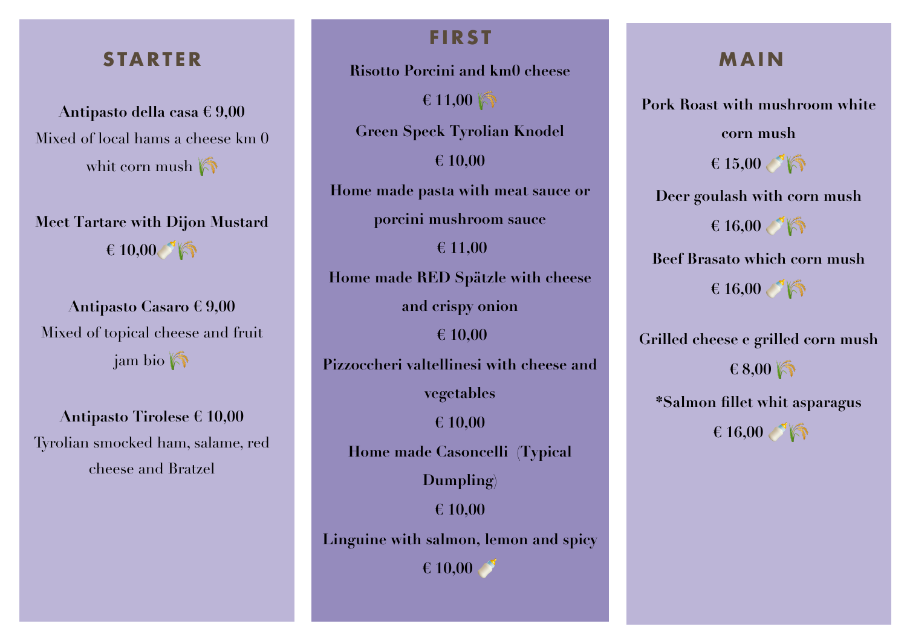## STARTER

**Antipasto della casa € 9,00**
Mixed of local hams a cheese km 0 whit corn mush 🌾

**Meet Tartare with Dijon Mustard**
**€ 10,00**🍼🌾

**Antipasto Casaro € 9,00**
Mixed of topical cheese and fruit jam bio 🌾

**Antipasto Tirolese € 10,00**
Tyrolian smocked ham, salame, red cheese and Bratzel

## FIRST

**Risotto Porcini and km0 cheese**
**€ 11,00** 🌾

**Green Speck Tyrolian Knodel**
**€ 10,00**

**Home made pasta with meat sauce or porcini mushroom sauce**
**€ 11,00**

**Home made RED Spätzle with cheese and crispy onion**
**€ 10,00**

**Pizzoccheri valtellinesi with cheese and vegetables**
**€ 10,00**

**Home made Casoncelli (Typical Dumpling)**
**€ 10,00**

**Linguine with salmon, lemon and spicy**
**€ 10,00** 🍼

## MAIN

**Pork Roast with mushroom white corn mush**
**€ 15,00** 🍼🌾

**Deer goulash with corn mush**
**€ 16,00** 🍼🌾

**Beef Brasato which corn mush**
**€ 16,00** 🍼🌾

**Grilled cheese e grilled corn mush**
**€ 8,00** 🌾

**\*Salmon fillet whit asparagus**
**€ 16,00** 🍼🌾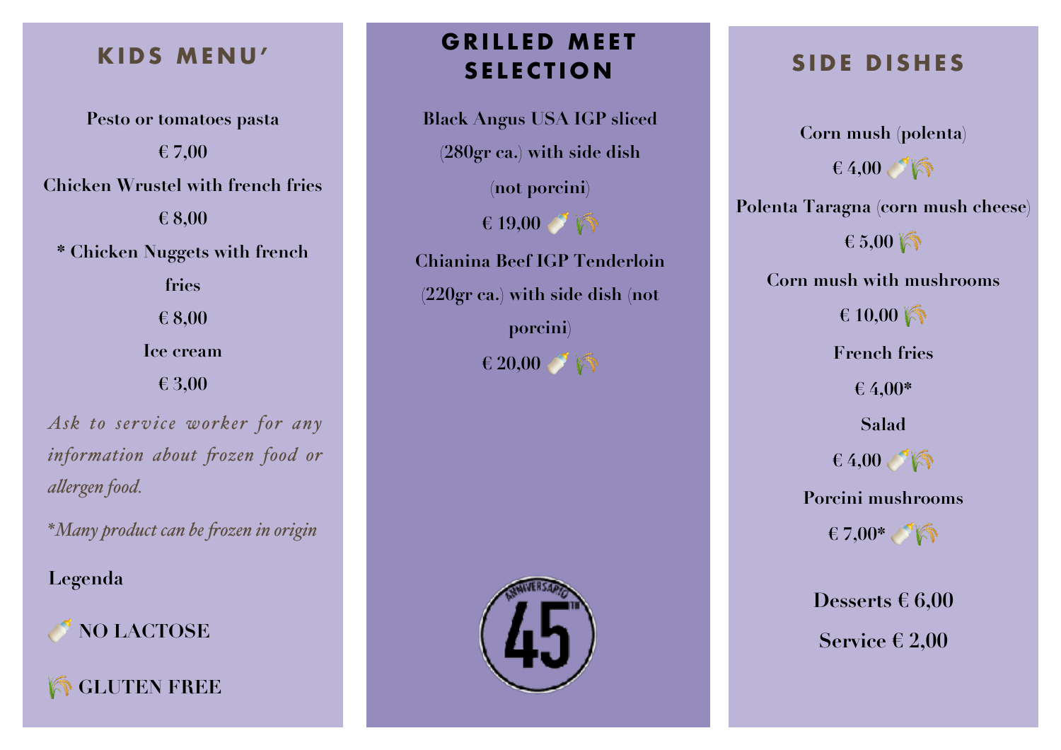## KIDS MENU'

**Pesto or tomatoes pasta**

**€ 7,00**

**Chicken Wrustel with french fries**

**€ 8,00**

*** Chicken Nuggets with french fries**

**€ 8,00**

**Ice cream**

**€ 3,00**

*Ask to service worker for any information about frozen food or allergen food.*

**Many product can be frozen in origin*

**Legenda**

🍼 **NO LACTOSE**

🌾 **GLUTEN FREE**

## GRILLED MEET SELECTION

**Black Angus USA IGP sliced (280gr ca.) with side dish (not porcini)**

**€ 19,00** 🍼 🌾

**Chianina Beef IGP Tenderloin (220gr ca.) with side dish (not porcini)**

**€ 20,00** 🍼 🌾

ANNIVERSARIO 45TH

## SIDE DISHES

**Corn mush (polenta)**

**€ 4,00** 🍼 🌾

**Polenta Taragna (corn mush cheese)**

**€ 5,00** 🌾

**Corn mush with mushrooms**

**€ 10,00** 🌾

**French fries**

**€ 4,00***

**Salad**

**€ 4,00** 🍼 🌾

**Porcini mushrooms**

**€ 7,00*** 🍼 🌾

**Desserts € 6,00**

**Service € 2,00**